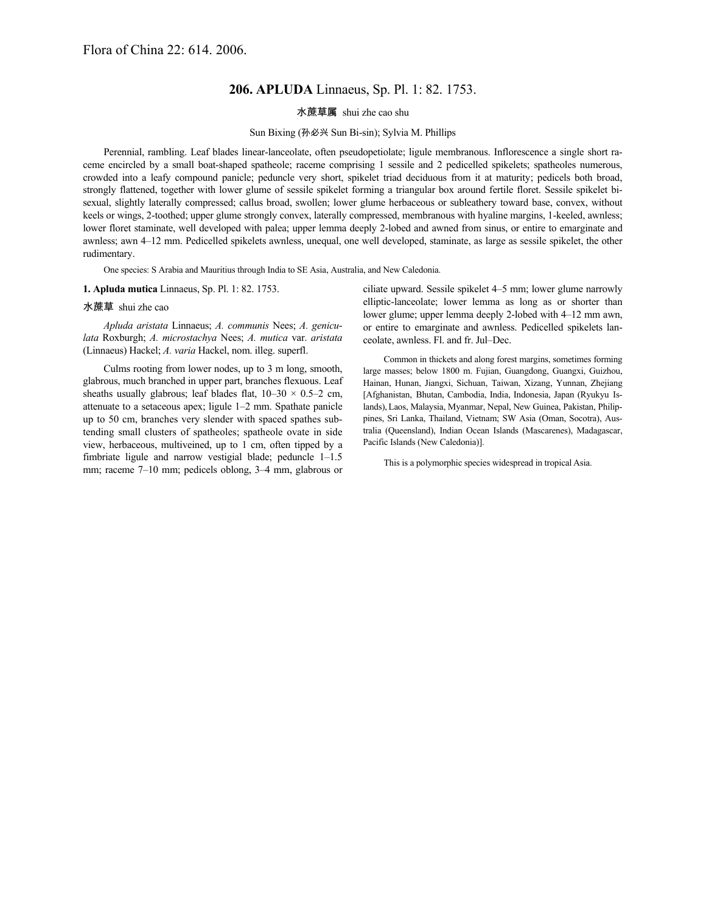Flora of China 22: 614. 2006.

## 206. **APLUDA** Linnaeus, Sp. Pl. 1: 82. 1753.

水蔗草属 shui zhe cao shu

Sun Bixing (孙必兴 Sun Bi-sin); Sylvia M. Phillips

Perennial, rambling. Leaf blades linear-lanceolate, often pseudopetiolate; ligule membranous. Inflorescence a single short raceme encircled by a small boat-shaped spatheole; raceme comprising 1 sessile and 2 pedicelled spikelets; spatheoles numerous, crowded into a leafy compound panicle; peduncle very short, spikelet triad deciduous from it at maturity; pedicels both broad, strongly flattened, together with lower glume of sessile spikelet forming a triangular box around fertile floret. Sessile spikelet bisexual, slightly laterally compressed; callus broad, swollen; lower glume herbaceous or subleathery toward base, convex, without keels or wings, 2-toothed; upper glume strongly convex, laterally compressed, membranous with hyaline margins, 1-keeled, awnless; lower floret staminate, well developed with palea; upper lemma deeply 2-lobed and awned from sinus, or entire to emarginate and awnless; awn 4–12 mm. Pedicelled spikelets awnless, unequal, one well developed, staminate, as large as sessile spikelet, the other rudimentary.

One species: S Arabia and Mauritius through India to SE Asia, Australia, and New Caledonia.

**1. Apluda mutica** Linnaeus, Sp. Pl. 1: 82. 1753.

水蔗草 shui zhe cao

*Apluda aristata* Linnaeus; *A. communis* Nees; *A. geniculata* Roxburgh; *A. microstachya* Nees; *A. mutica* var. *aristata* (Linnaeus) Hackel; *A. varia* Hackel, nom. illeg. superfl.

Culms rooting from lower nodes, up to 3 m long, smooth, glabrous, much branched in upper part, branches flexuous. Leaf sheaths usually glabrous; leaf blades flat, 10–30 × 0.5–2 cm, attenuate to a setaceous apex; ligule 1–2 mm. Spathate panicle up to 50 cm, branches very slender with spaced spathes subtending small clusters of spatheoles; spatheole ovate in side view, herbaceous, multiveined, up to 1 cm, often tipped by a fimbriate ligule and narrow vestigial blade; peduncle 1–1.5 mm; raceme 7–10 mm; pedicels oblong, 3–4 mm, glabrous or ciliate upward. Sessile spikelet 4–5 mm; lower glume narrowly elliptic-lanceolate; lower lemma as long as or shorter than lower glume; upper lemma deeply 2-lobed with 4–12 mm awn, or entire to emarginate and awnless. Pedicelled spikelets lanceolate, awnless. Fl. and fr. Jul–Dec.

Common in thickets and along forest margins, sometimes forming large masses; below 1800 m. Fujian, Guangdong, Guangxi, Guizhou, Hainan, Hunan, Jiangxi, Sichuan, Taiwan, Xizang, Yunnan, Zhejiang [Afghanistan, Bhutan, Cambodia, India, Indonesia, Japan (Ryukyu Islands), Laos, Malaysia, Myanmar, Nepal, New Guinea, Pakistan, Philippines, Sri Lanka, Thailand, Vietnam; SW Asia (Oman, Socotra), Australia (Queensland), Indian Ocean Islands (Mascarenes), Madagascar, Pacific Islands (New Caledonia)].

This is a polymorphic species widespread in tropical Asia.